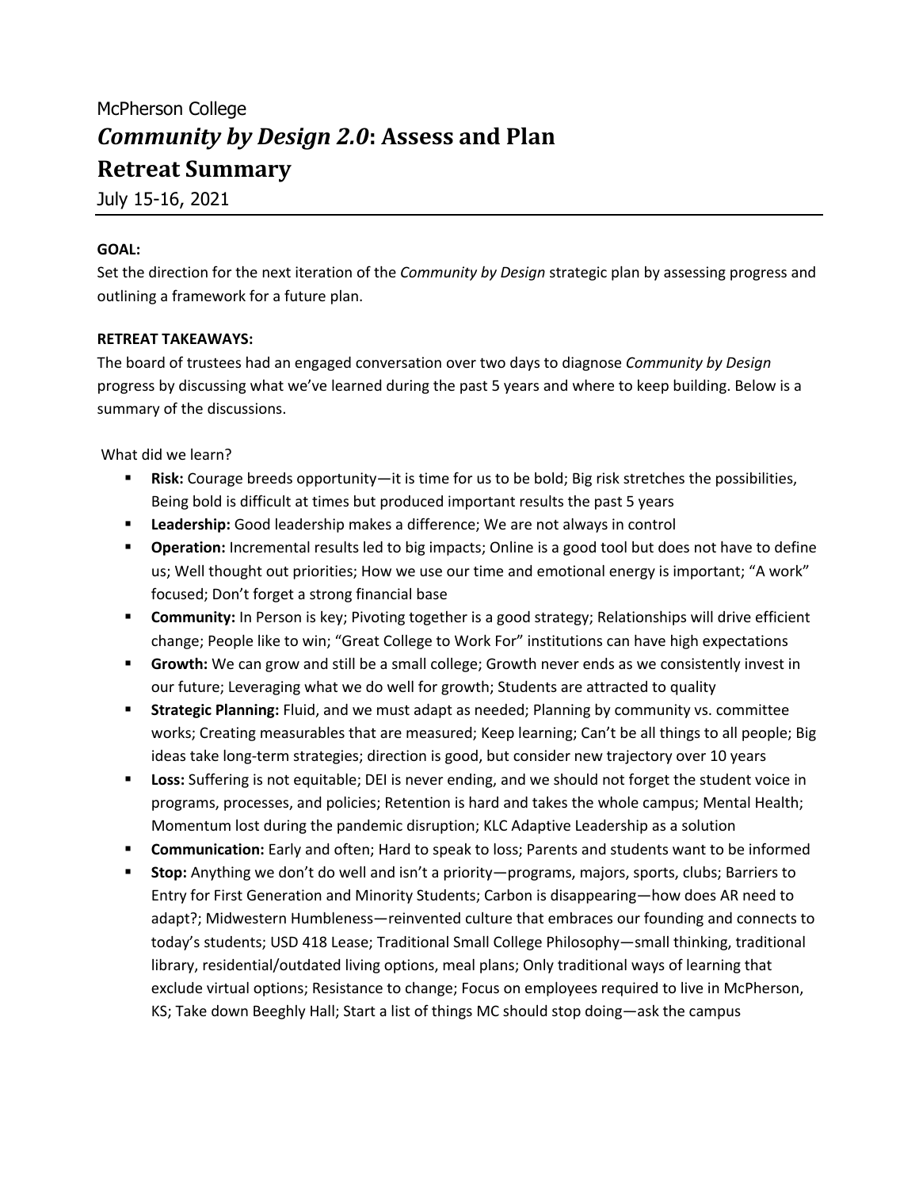McPherson College

# *Community by Design 2.0*: Assess and Plan

# Retreat Summary

July 15-16, 2021

**GOAL:**

Set the direction for the next iteration of the *Community by Design* strategic plan by assessing progress and outlining a framework for a future plan.

**RETREAT TAKEAWAYS:**

The board of trustees had an engaged conversation over two days to diagnose *Community by Design* progress by discussing what we've learned during the past 5 years and where to keep building. Below is a summary of the discussions.

What did we learn?

- **Risk:** Courage breeds opportunity—it is time for us to be bold; Big risk stretches the possibilities, Being bold is difficult at times but produced important results the past 5 years
- **Leadership:** Good leadership makes a difference; We are not always in control
- **Operation:** Incremental results led to big impacts; Online is a good tool but does not have to define us; Well thought out priorities; How we use our time and emotional energy is important; "A work" focused; Don't forget a strong financial base
- **Community:** In Person is key; Pivoting together is a good strategy; Relationships will drive efficient change; People like to win; "Great College to Work For" institutions can have high expectations
- **Growth:** We can grow and still be a small college; Growth never ends as we consistently invest in our future; Leveraging what we do well for growth; Students are attracted to quality
- **Strategic Planning:** Fluid, and we must adapt as needed; Planning by community vs. committee works; Creating measurables that are measured; Keep learning; Can't be all things to all people; Big ideas take long-term strategies; direction is good, but consider new trajectory over 10 years
- **Loss:** Suffering is not equitable; DEI is never ending, and we should not forget the student voice in programs, processes, and policies; Retention is hard and takes the whole campus; Mental Health; Momentum lost during the pandemic disruption; KLC Adaptive Leadership as a solution
- **Communication:** Early and often; Hard to speak to loss; Parents and students want to be informed
- **Stop:** Anything we don't do well and isn't a priority—programs, majors, sports, clubs; Barriers to Entry for First Generation and Minority Students; Carbon is disappearing—how does AR need to adapt?; Midwestern Humbleness—reinvented culture that embraces our founding and connects to today's students; USD 418 Lease; Traditional Small College Philosophy—small thinking, traditional library, residential/outdated living options, meal plans; Only traditional ways of learning that exclude virtual options; Resistance to change; Focus on employees required to live in McPherson, KS; Take down Beeghly Hall; Start a list of things MC should stop doing—ask the campus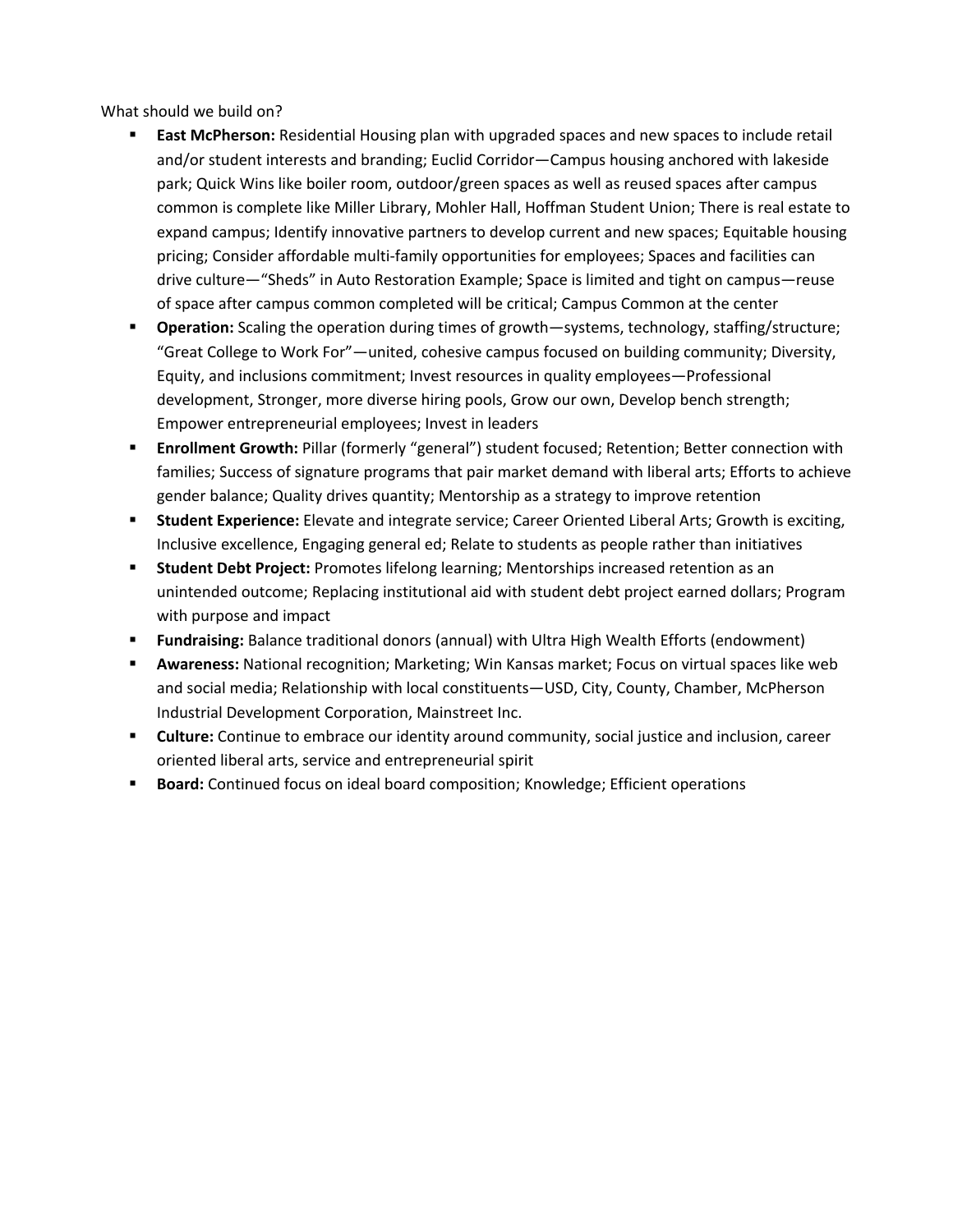What should we build on?

- **East McPherson:** Residential Housing plan with upgraded spaces and new spaces to include retail and/or student interests and branding; Euclid Corridor—Campus housing anchored with lakeside park; Quick Wins like boiler room, outdoor/green spaces as well as reused spaces after campus common is complete like Miller Library, Mohler Hall, Hoffman Student Union; There is real estate to expand campus; Identify innovative partners to develop current and new spaces; Equitable housing pricing; Consider affordable multi-family opportunities for employees; Spaces and facilities can drive culture—"Sheds" in Auto Restoration Example; Space is limited and tight on campus—reuse of space after campus common completed will be critical; Campus Common at the center
- **Operation:** Scaling the operation during times of growth—systems, technology, staffing/structure; "Great College to Work For"—united, cohesive campus focused on building community; Diversity, Equity, and inclusions commitment; Invest resources in quality employees—Professional development, Stronger, more diverse hiring pools, Grow our own, Develop bench strength; Empower entrepreneurial employees; Invest in leaders
- **Enrollment Growth:** Pillar (formerly "general") student focused; Retention; Better connection with families; Success of signature programs that pair market demand with liberal arts; Efforts to achieve gender balance; Quality drives quantity; Mentorship as a strategy to improve retention
- **Student Experience:** Elevate and integrate service; Career Oriented Liberal Arts; Growth is exciting, Inclusive excellence, Engaging general ed; Relate to students as people rather than initiatives
- **Student Debt Project:** Promotes lifelong learning; Mentorships increased retention as an unintended outcome; Replacing institutional aid with student debt project earned dollars; Program with purpose and impact
- **Fundraising:** Balance traditional donors (annual) with Ultra High Wealth Efforts (endowment)
- **Awareness:** National recognition; Marketing; Win Kansas market; Focus on virtual spaces like web and social media; Relationship with local constituents—USD, City, County, Chamber, McPherson Industrial Development Corporation, Mainstreet Inc.
- **Culture:** Continue to embrace our identity around community, social justice and inclusion, career oriented liberal arts, service and entrepreneurial spirit
- **Board:** Continued focus on ideal board composition; Knowledge; Efficient operations